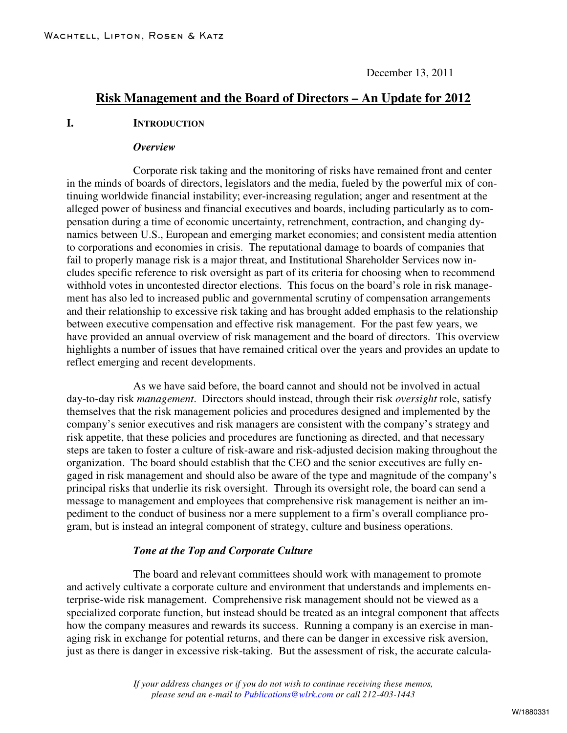Wachtell, Lipton, Rosen & Katz

December 13, 2011

# Risk Management and the Board of Directors – An Update for 2012

## I. Introduction

### *Overview*

Corporate risk taking and the monitoring of risks have remained front and center in the minds of boards of directors, legislators and the media, fueled by the powerful mix of continuing worldwide financial instability; ever-increasing regulation; anger and resentment at the alleged power of business and financial executives and boards, including particularly as to compensation during a time of economic uncertainty, retrenchment, contraction, and changing dynamics between U.S., European and emerging market economies; and consistent media attention to corporations and economies in crisis. The reputational damage to boards of companies that fail to properly manage risk is a major threat, and Institutional Shareholder Services now includes specific reference to risk oversight as part of its criteria for choosing when to recommend withhold votes in uncontested director elections. This focus on the board's role in risk management has also led to increased public and governmental scrutiny of compensation arrangements and their relationship to excessive risk taking and has brought added emphasis to the relationship between executive compensation and effective risk management. For the past few years, we have provided an annual overview of risk management and the board of directors. This overview highlights a number of issues that have remained critical over the years and provides an update to reflect emerging and recent developments.

As we have said before, the board cannot and should not be involved in actual day-to-day risk *management*. Directors should instead, through their risk *oversight* role, satisfy themselves that the risk management policies and procedures designed and implemented by the company's senior executives and risk managers are consistent with the company's strategy and risk appetite, that these policies and procedures are functioning as directed, and that necessary steps are taken to foster a culture of risk-aware and risk-adjusted decision making throughout the organization. The board should establish that the CEO and the senior executives are fully engaged in risk management and should also be aware of the type and magnitude of the company's principal risks that underlie its risk oversight. Through its oversight role, the board can send a message to management and employees that comprehensive risk management is neither an impediment to the conduct of business nor a mere supplement to a firm's overall compliance program, but is instead an integral component of strategy, culture and business operations.

### *Tone at the Top and Corporate Culture*

The board and relevant committees should work with management to promote and actively cultivate a corporate culture and environment that understands and implements enterprise-wide risk management. Comprehensive risk management should not be viewed as a specialized corporate function, but instead should be treated as an integral component that affects how the company measures and rewards its success. Running a company is an exercise in managing risk in exchange for potential returns, and there can be danger in excessive risk aversion, just as there is danger in excessive risk-taking. But the assessment of risk, the accurate calcula-

*If your address changes or if you do not wish to continue receiving these memos, please send an e-mail to Publications@wlrk.com or call 212-403-1443*

W/1880331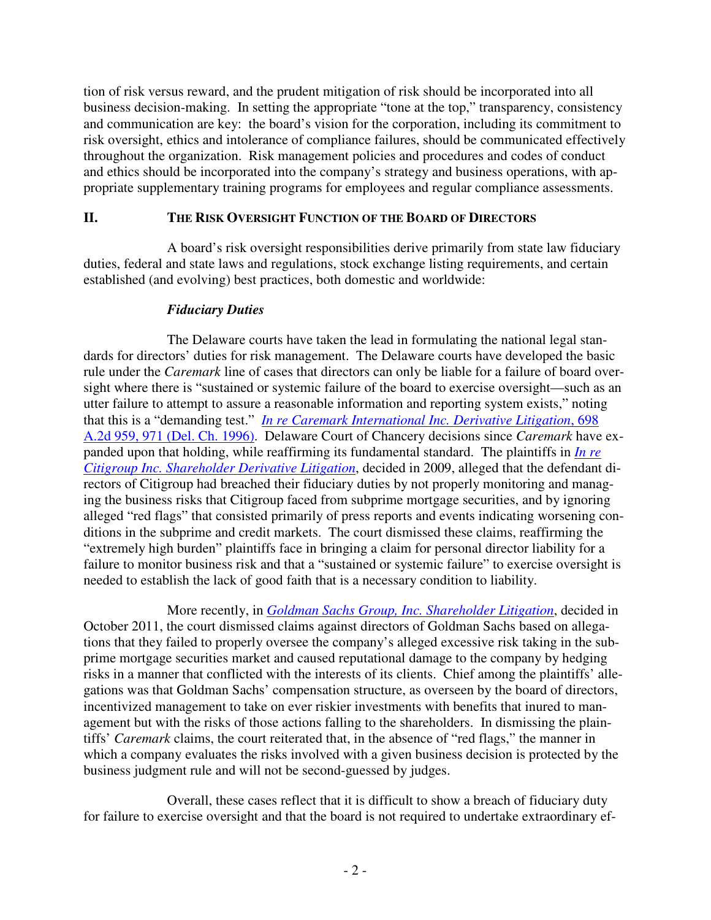tion of risk versus reward, and the prudent mitigation of risk should be incorporated into all business decision-making. In setting the appropriate "tone at the top," transparency, consistency and communication are key: the board's vision for the corporation, including its commitment to risk oversight, ethics and intolerance of compliance failures, should be communicated effectively throughout the organization. Risk management policies and procedures and codes of conduct and ethics should be incorporated into the company's strategy and business operations, with appropriate supplementary training programs for employees and regular compliance assessments.

## II. THE RISK OVERSIGHT FUNCTION OF THE BOARD OF DIRECTORS

A board's risk oversight responsibilities derive primarily from state law fiduciary duties, federal and state laws and regulations, stock exchange listing requirements, and certain established (and evolving) best practices, both domestic and worldwide:

***Fiduciary Duties***

The Delaware courts have taken the lead in formulating the national legal standards for directors' duties for risk management. The Delaware courts have developed the basic rule under the *Caremark* line of cases that directors can only be liable for a failure of board oversight where there is "sustained or systemic failure of the board to exercise oversight—such as an utter failure to attempt to assure a reasonable information and reporting system exists," noting that this is a "demanding test." *In re Caremark International Inc. Derivative Litigation*, 698 A.2d 959, 971 (Del. Ch. 1996). Delaware Court of Chancery decisions since *Caremark* have expanded upon that holding, while reaffirming its fundamental standard. The plaintiffs in *In re Citigroup Inc. Shareholder Derivative Litigation*, decided in 2009, alleged that the defendant directors of Citigroup had breached their fiduciary duties by not properly monitoring and managing the business risks that Citigroup faced from subprime mortgage securities, and by ignoring alleged "red flags" that consisted primarily of press reports and events indicating worsening conditions in the subprime and credit markets. The court dismissed these claims, reaffirming the "extremely high burden" plaintiffs face in bringing a claim for personal director liability for a failure to monitor business risk and that a "sustained or systemic failure" to exercise oversight is needed to establish the lack of good faith that is a necessary condition to liability.

More recently, in *Goldman Sachs Group, Inc. Shareholder Litigation*, decided in October 2011, the court dismissed claims against directors of Goldman Sachs based on allegations that they failed to properly oversee the company's alleged excessive risk taking in the subprime mortgage securities market and caused reputational damage to the company by hedging risks in a manner that conflicted with the interests of its clients. Chief among the plaintiffs' allegations was that Goldman Sachs' compensation structure, as overseen by the board of directors, incentivized management to take on ever riskier investments with benefits that inured to management but with the risks of those actions falling to the shareholders. In dismissing the plaintiffs' *Caremark* claims, the court reiterated that, in the absence of "red flags," the manner in which a company evaluates the risks involved with a given business decision is protected by the business judgment rule and will not be second-guessed by judges.

Overall, these cases reflect that it is difficult to show a breach of fiduciary duty for failure to exercise oversight and that the board is not required to undertake extraordinary ef-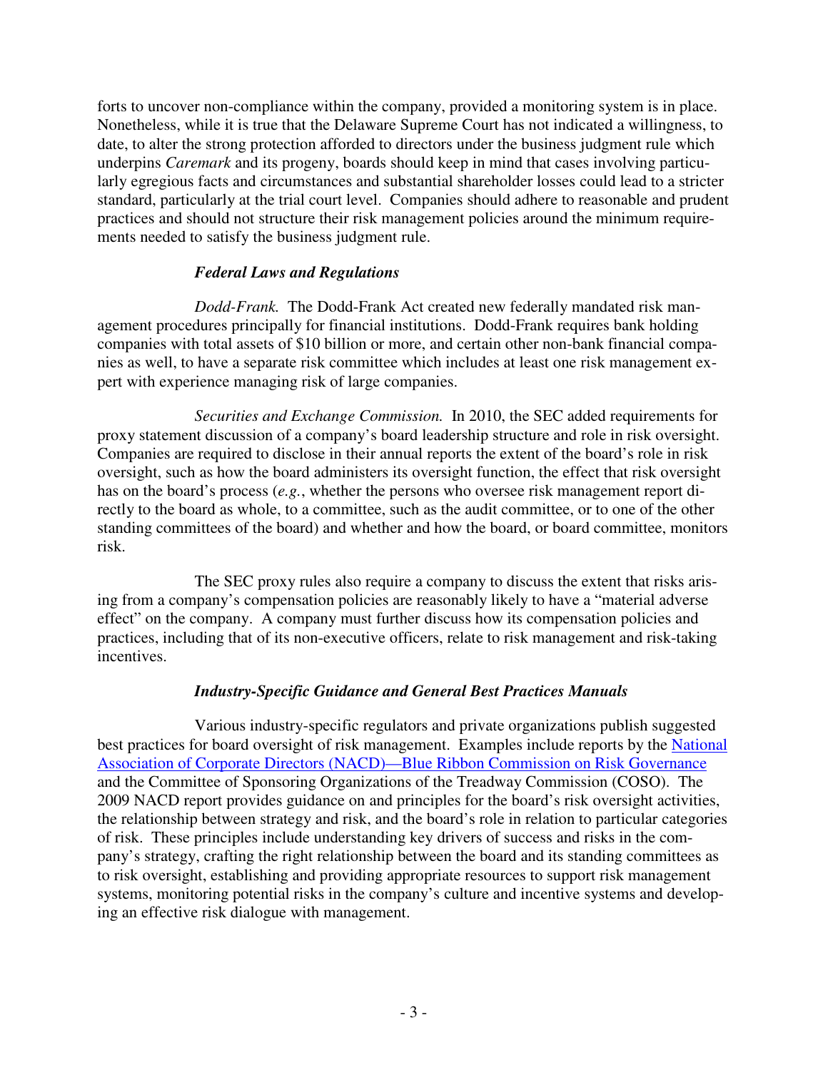forts to uncover non-compliance within the company, provided a monitoring system is in place. Nonetheless, while it is true that the Delaware Supreme Court has not indicated a willingness, to date, to alter the strong protection afforded to directors under the business judgment rule which underpins *Caremark* and its progeny, boards should keep in mind that cases involving particularly egregious facts and circumstances and substantial shareholder losses could lead to a stricter standard, particularly at the trial court level. Companies should adhere to reasonable and prudent practices and should not structure their risk management policies around the minimum requirements needed to satisfy the business judgment rule.

### *Federal Laws and Regulations*

*Dodd-Frank.* The Dodd-Frank Act created new federally mandated risk management procedures principally for financial institutions. Dodd-Frank requires bank holding companies with total assets of $10 billion or more, and certain other non-bank financial companies as well, to have a separate risk committee which includes at least one risk management expert with experience managing risk of large companies.

*Securities and Exchange Commission.* In 2010, the SEC added requirements for proxy statement discussion of a company's board leadership structure and role in risk oversight. Companies are required to disclose in their annual reports the extent of the board's role in risk oversight, such as how the board administers its oversight function, the effect that risk oversight has on the board's process (*e.g.*, whether the persons who oversee risk management report directly to the board as whole, to a committee, such as the audit committee, or to one of the other standing committees of the board) and whether and how the board, or board committee, monitors risk.

The SEC proxy rules also require a company to discuss the extent that risks arising from a company's compensation policies are reasonably likely to have a "material adverse effect" on the company. A company must further discuss how its compensation policies and practices, including that of its non-executive officers, relate to risk management and risk-taking incentives.

### *Industry-Specific Guidance and General Best Practices Manuals*

Various industry-specific regulators and private organizations publish suggested best practices for board oversight of risk management. Examples include reports by the National Association of Corporate Directors (NACD)—Blue Ribbon Commission on Risk Governance and the Committee of Sponsoring Organizations of the Treadway Commission (COSO). The 2009 NACD report provides guidance on and principles for the board's risk oversight activities, the relationship between strategy and risk, and the board's role in relation to particular categories of risk. These principles include understanding key drivers of success and risks in the company's strategy, crafting the right relationship between the board and its standing committees as to risk oversight, establishing and providing appropriate resources to support risk management systems, monitoring potential risks in the company's culture and incentive systems and developing an effective risk dialogue with management.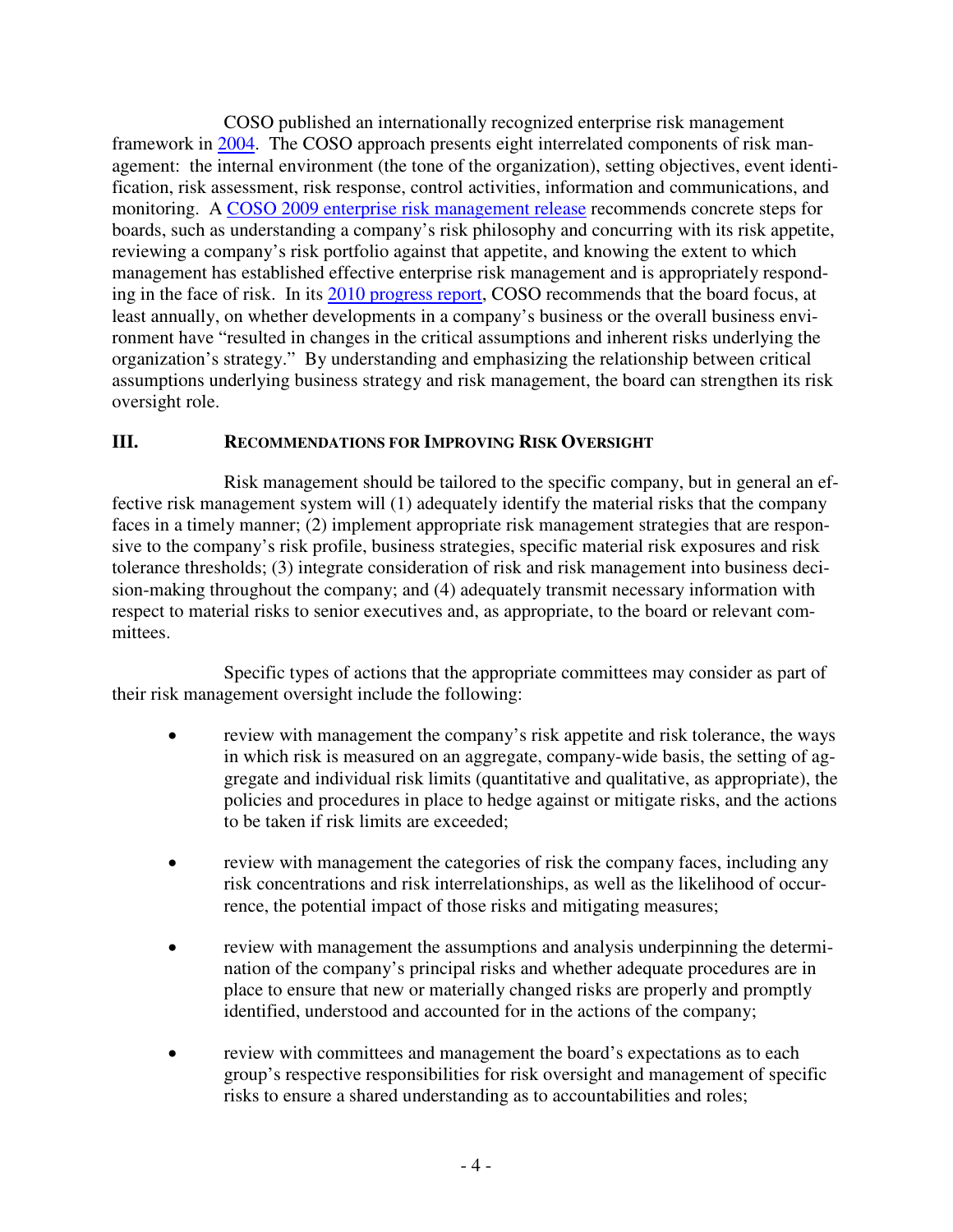COSO published an internationally recognized enterprise risk management framework in 2004. The COSO approach presents eight interrelated components of risk management: the internal environment (the tone of the organization), setting objectives, event identification, risk assessment, risk response, control activities, information and communications, and monitoring. A COSO 2009 enterprise risk management release recommends concrete steps for boards, such as understanding a company's risk philosophy and concurring with its risk appetite, reviewing a company's risk portfolio against that appetite, and knowing the extent to which management has established effective enterprise risk management and is appropriately responding in the face of risk. In its 2010 progress report, COSO recommends that the board focus, at least annually, on whether developments in a company's business or the overall business environment have "resulted in changes in the critical assumptions and inherent risks underlying the organization's strategy." By understanding and emphasizing the relationship between critical assumptions underlying business strategy and risk management, the board can strengthen its risk oversight role.

## III. Recommendations for Improving Risk Oversight

Risk management should be tailored to the specific company, but in general an effective risk management system will (1) adequately identify the material risks that the company faces in a timely manner; (2) implement appropriate risk management strategies that are responsive to the company's risk profile, business strategies, specific material risk exposures and risk tolerance thresholds; (3) integrate consideration of risk and risk management into business decision-making throughout the company; and (4) adequately transmit necessary information with respect to material risks to senior executives and, as appropriate, to the board or relevant committees.

Specific types of actions that the appropriate committees may consider as part of their risk management oversight include the following:

- review with management the company's risk appetite and risk tolerance, the ways in which risk is measured on an aggregate, company-wide basis, the setting of aggregate and individual risk limits (quantitative and qualitative, as appropriate), the policies and procedures in place to hedge against or mitigate risks, and the actions to be taken if risk limits are exceeded;

- review with management the categories of risk the company faces, including any risk concentrations and risk interrelationships, as well as the likelihood of occurrence, the potential impact of those risks and mitigating measures;

- review with management the assumptions and analysis underpinning the determination of the company's principal risks and whether adequate procedures are in place to ensure that new or materially changed risks are properly and promptly identified, understood and accounted for in the actions of the company;

- review with committees and management the board's expectations as to each group's respective responsibilities for risk oversight and management of specific risks to ensure a shared understanding as to accountabilities and roles;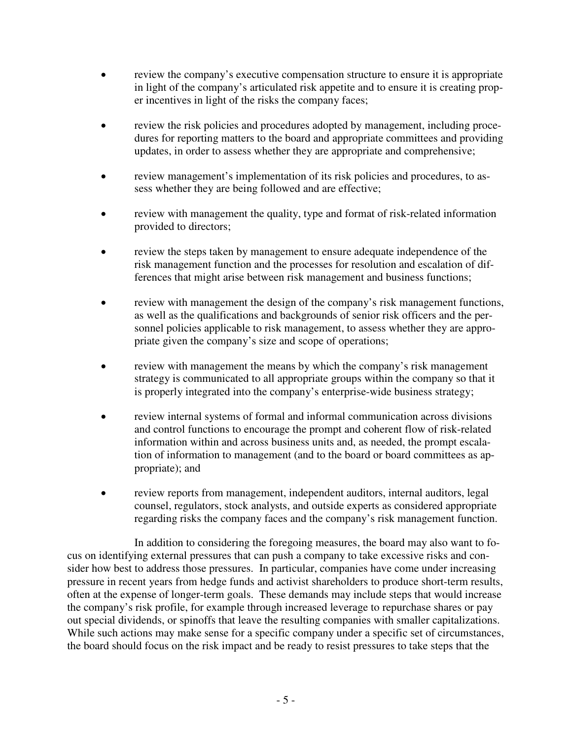- review the company's executive compensation structure to ensure it is appropriate in light of the company's articulated risk appetite and to ensure it is creating proper incentives in light of the risks the company faces;

- review the risk policies and procedures adopted by management, including procedures for reporting matters to the board and appropriate committees and providing updates, in order to assess whether they are appropriate and comprehensive;

- review management's implementation of its risk policies and procedures, to assess whether they are being followed and are effective;

- review with management the quality, type and format of risk-related information provided to directors;

- review the steps taken by management to ensure adequate independence of the risk management function and the processes for resolution and escalation of differences that might arise between risk management and business functions;

- review with management the design of the company's risk management functions, as well as the qualifications and backgrounds of senior risk officers and the personnel policies applicable to risk management, to assess whether they are appropriate given the company's size and scope of operations;

- review with management the means by which the company's risk management strategy is communicated to all appropriate groups within the company so that it is properly integrated into the company's enterprise-wide business strategy;

- review internal systems of formal and informal communication across divisions and control functions to encourage the prompt and coherent flow of risk-related information within and across business units and, as needed, the prompt escalation of information to management (and to the board or board committees as appropriate); and

- review reports from management, independent auditors, internal auditors, legal counsel, regulators, stock analysts, and outside experts as considered appropriate regarding risks the company faces and the company's risk management function.

In addition to considering the foregoing measures, the board may also want to focus on identifying external pressures that can push a company to take excessive risks and consider how best to address those pressures. In particular, companies have come under increasing pressure in recent years from hedge funds and activist shareholders to produce short-term results, often at the expense of longer-term goals. These demands may include steps that would increase the company's risk profile, for example through increased leverage to repurchase shares or pay out special dividends, or spinoffs that leave the resulting companies with smaller capitalizations. While such actions may make sense for a specific company under a specific set of circumstances, the board should focus on the risk impact and be ready to resist pressures to take steps that the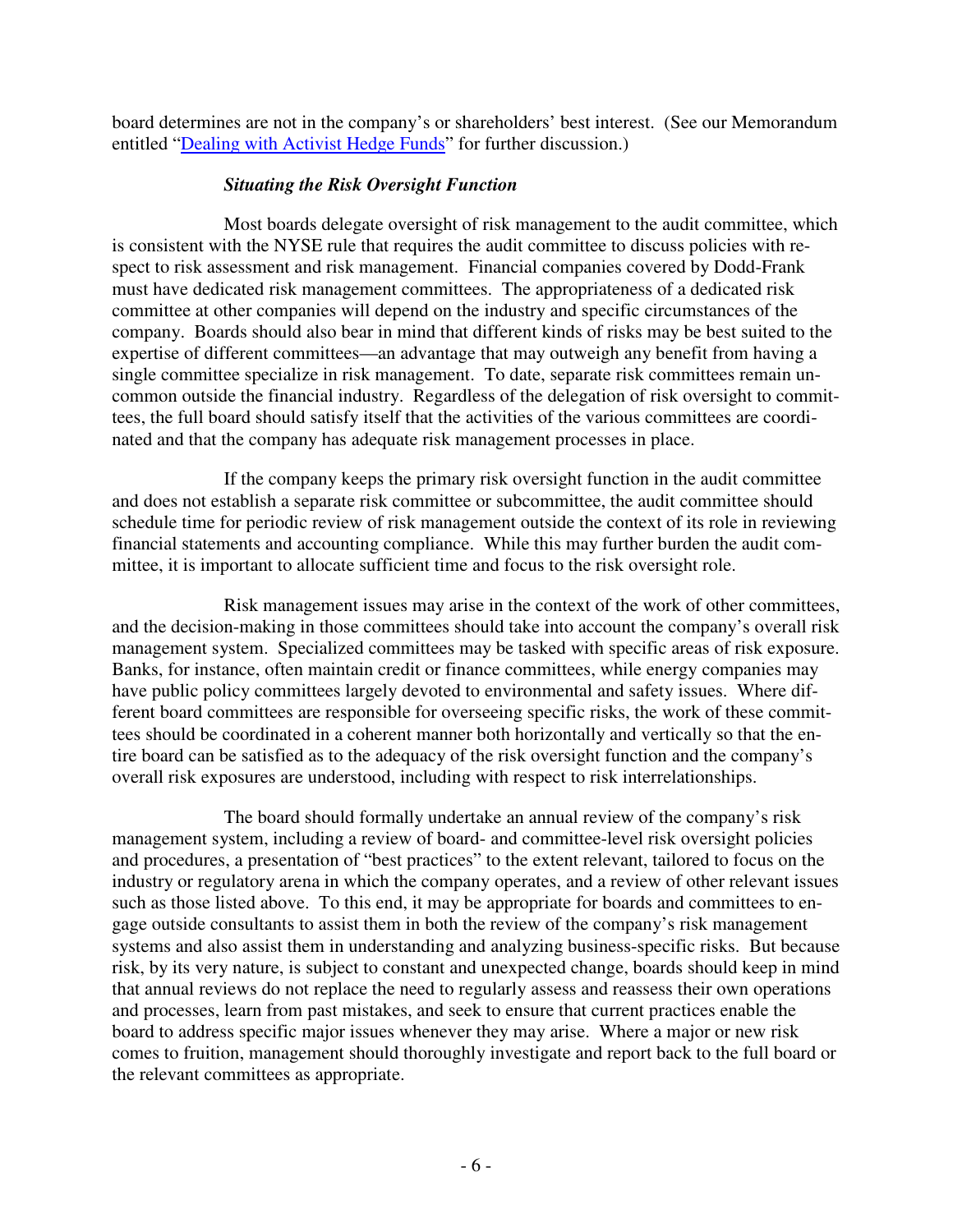board determines are not in the company's or shareholders' best interest. (See our Memorandum entitled "[Dealing with Activist Hedge Funds]" for further discussion.)

***Situating the Risk Oversight Function***

Most boards delegate oversight of risk management to the audit committee, which is consistent with the NYSE rule that requires the audit committee to discuss policies with respect to risk assessment and risk management. Financial companies covered by Dodd-Frank must have dedicated risk management committees. The appropriateness of a dedicated risk committee at other companies will depend on the industry and specific circumstances of the company. Boards should also bear in mind that different kinds of risks may be best suited to the expertise of different committees—an advantage that may outweigh any benefit from having a single committee specialize in risk management. To date, separate risk committees remain uncommon outside the financial industry. Regardless of the delegation of risk oversight to committees, the full board should satisfy itself that the activities of the various committees are coordinated and that the company has adequate risk management processes in place.

If the company keeps the primary risk oversight function in the audit committee and does not establish a separate risk committee or subcommittee, the audit committee should schedule time for periodic review of risk management outside the context of its role in reviewing financial statements and accounting compliance. While this may further burden the audit committee, it is important to allocate sufficient time and focus to the risk oversight role.

Risk management issues may arise in the context of the work of other committees, and the decision-making in those committees should take into account the company's overall risk management system. Specialized committees may be tasked with specific areas of risk exposure. Banks, for instance, often maintain credit or finance committees, while energy companies may have public policy committees largely devoted to environmental and safety issues. Where different board committees are responsible for overseeing specific risks, the work of these committees should be coordinated in a coherent manner both horizontally and vertically so that the entire board can be satisfied as to the adequacy of the risk oversight function and the company's overall risk exposures are understood, including with respect to risk interrelationships.

The board should formally undertake an annual review of the company's risk management system, including a review of board- and committee-level risk oversight policies and procedures, a presentation of "best practices" to the extent relevant, tailored to focus on the industry or regulatory arena in which the company operates, and a review of other relevant issues such as those listed above. To this end, it may be appropriate for boards and committees to engage outside consultants to assist them in both the review of the company's risk management systems and also assist them in understanding and analyzing business-specific risks. But because risk, by its very nature, is subject to constant and unexpected change, boards should keep in mind that annual reviews do not replace the need to regularly assess and reassess their own operations and processes, learn from past mistakes, and seek to ensure that current practices enable the board to address specific major issues whenever they may arise. Where a major or new risk comes to fruition, management should thoroughly investigate and report back to the full board or the relevant committees as appropriate.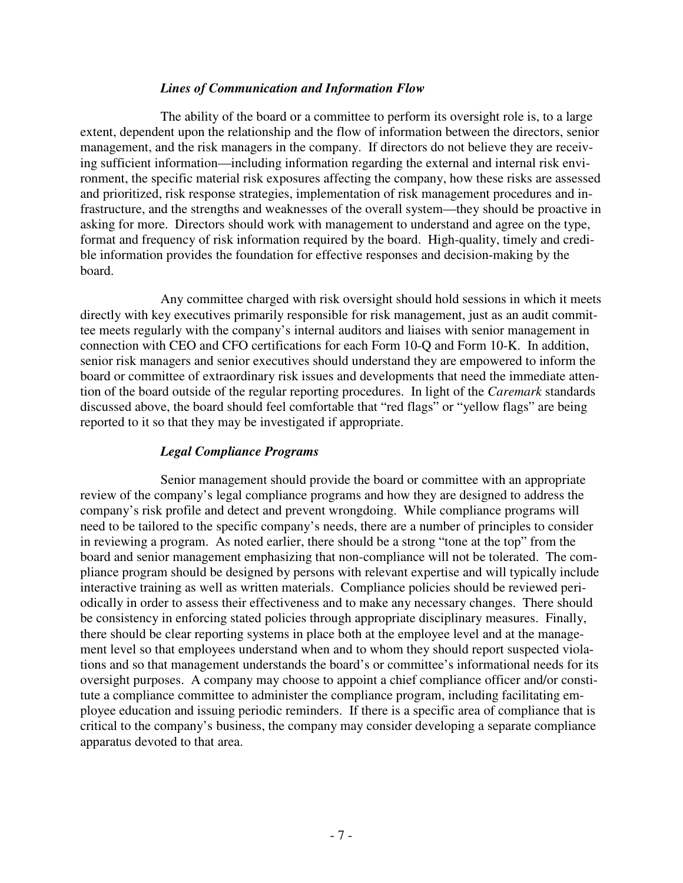### *Lines of Communication and Information Flow*

The ability of the board or a committee to perform its oversight role is, to a large extent, dependent upon the relationship and the flow of information between the directors, senior management, and the risk managers in the company. If directors do not believe they are receiving sufficient information—including information regarding the external and internal risk environment, the specific material risk exposures affecting the company, how these risks are assessed and prioritized, risk response strategies, implementation of risk management procedures and infrastructure, and the strengths and weaknesses of the overall system—they should be proactive in asking for more. Directors should work with management to understand and agree on the type, format and frequency of risk information required by the board. High-quality, timely and credible information provides the foundation for effective responses and decision-making by the board.

Any committee charged with risk oversight should hold sessions in which it meets directly with key executives primarily responsible for risk management, just as an audit committee meets regularly with the company's internal auditors and liaises with senior management in connection with CEO and CFO certifications for each Form 10-Q and Form 10-K. In addition, senior risk managers and senior executives should understand they are empowered to inform the board or committee of extraordinary risk issues and developments that need the immediate attention of the board outside of the regular reporting procedures. In light of the *Caremark* standards discussed above, the board should feel comfortable that "red flags" or "yellow flags" are being reported to it so that they may be investigated if appropriate.

### *Legal Compliance Programs*

Senior management should provide the board or committee with an appropriate review of the company's legal compliance programs and how they are designed to address the company's risk profile and detect and prevent wrongdoing. While compliance programs will need to be tailored to the specific company's needs, there are a number of principles to consider in reviewing a program. As noted earlier, there should be a strong "tone at the top" from the board and senior management emphasizing that non-compliance will not be tolerated. The compliance program should be designed by persons with relevant expertise and will typically include interactive training as well as written materials. Compliance policies should be reviewed periodically in order to assess their effectiveness and to make any necessary changes. There should be consistency in enforcing stated policies through appropriate disciplinary measures. Finally, there should be clear reporting systems in place both at the employee level and at the management level so that employees understand when and to whom they should report suspected violations and so that management understands the board's or committee's informational needs for its oversight purposes. A company may choose to appoint a chief compliance officer and/or constitute a compliance committee to administer the compliance program, including facilitating employee education and issuing periodic reminders. If there is a specific area of compliance that is critical to the company's business, the company may consider developing a separate compliance apparatus devoted to that area.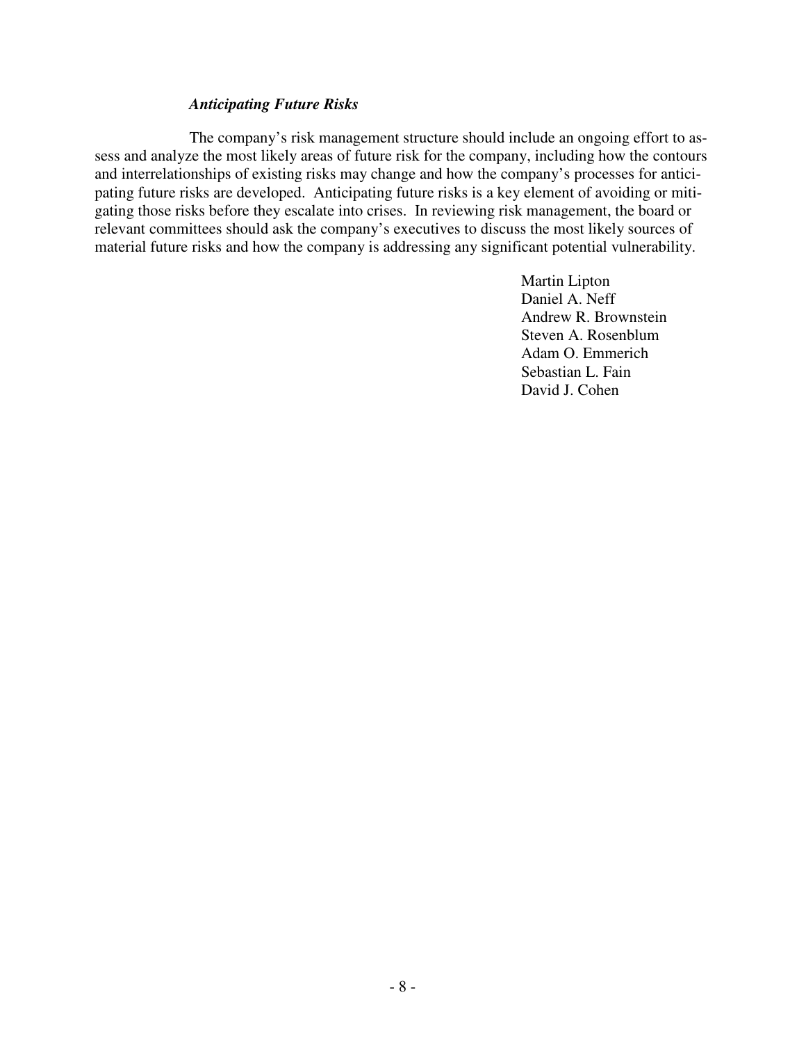***Anticipating Future Risks***

The company's risk management structure should include an ongoing effort to assess and analyze the most likely areas of future risk for the company, including how the contours and interrelationships of existing risks may change and how the company's processes for anticipating future risks are developed. Anticipating future risks is a key element of avoiding or mitigating those risks before they escalate into crises. In reviewing risk management, the board or relevant committees should ask the company's executives to discuss the most likely sources of material future risks and how the company is addressing any significant potential vulnerability.

Martin Lipton
Daniel A. Neff
Andrew R. Brownstein
Steven A. Rosenblum
Adam O. Emmerich
Sebastian L. Fain
David J. Cohen